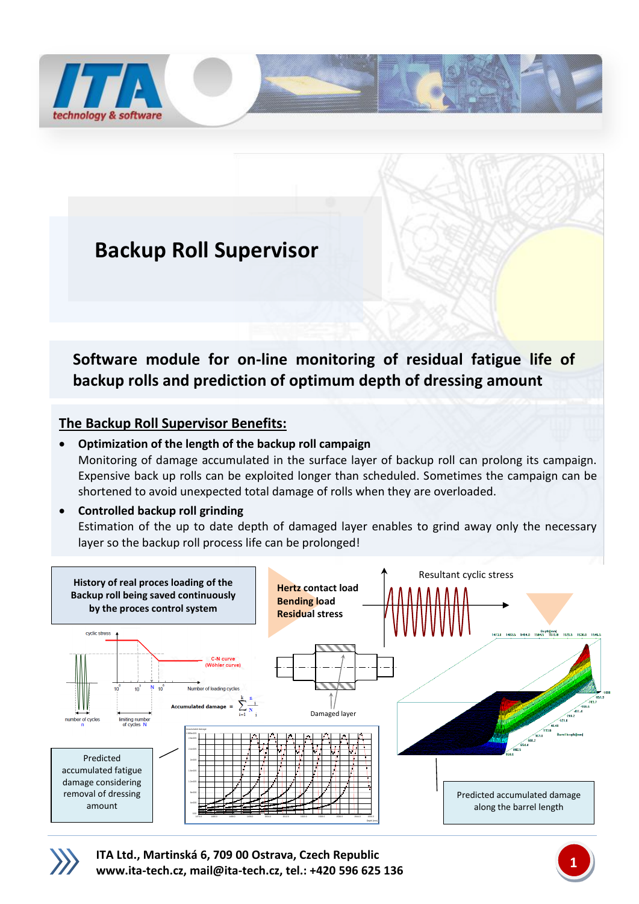# Backup Roll Supervisor

## Software module for on-line monitoring of residual fatigue life of backup rolls and prediction of optimum depth of dressing amount

### The Backup Roll Supervisor Benefits:

- **Optimization of the length of the backup roll campaign**
  Monitoring of damage accumulated in the surface layer of backup roll can prolong its campaign. Expensive back up rolls can be exploited longer than scheduled. Sometimes the campaign can be shortened to avoid unexpected total damage of rolls when they are overloaded.
- **Controlled backup roll grinding**
  Estimation of the up to date depth of damaged layer enables to grind away only the necessary layer so the backup roll process life can be prolonged!

**History of real proces loading of the Backup roll being saved continuously by the proces control system**

**Hertz contact load**
**Bending load**
**Residual stress**

Resultant cyclic stress

Damaged layer

C-N curve (Wöhler curve)

Number of loading cycles

$$\text{Accumulated damage} = \sum_{i=1}^{k} \frac{n_i}{N_i}$$

Predicted accumulated fatigue damage considering removal of dressing amount

Predicted accumulated damage along the barrel length

**ITA Ltd., Martinská 6, 709 00 Ostrava, Czech Republic**
**www.ita-tech.cz, mail@ita-tech.cz, tel.: +420 596 625 136**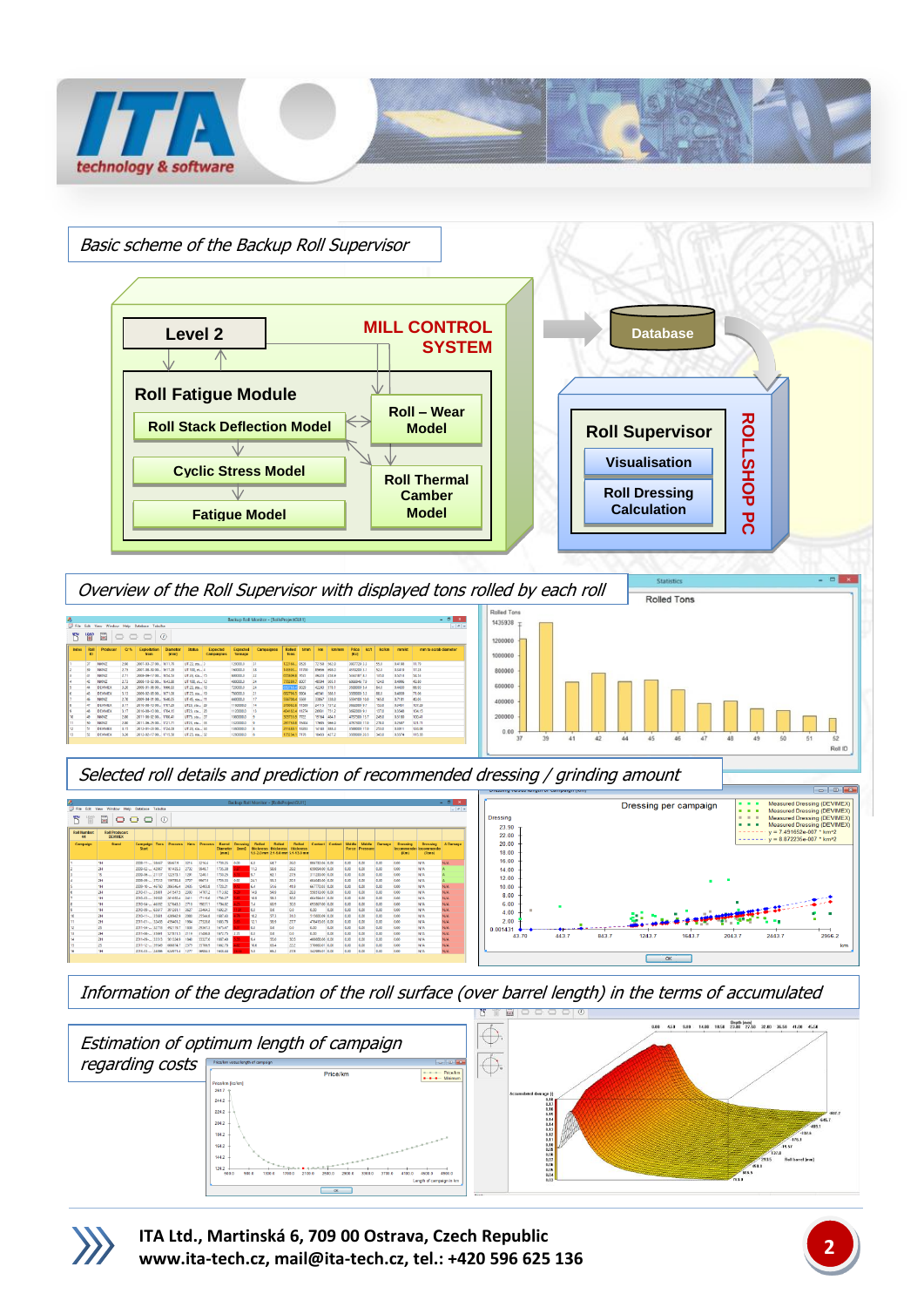ITA technology & software

## Basic scheme of the Backup Roll Supervisor

Level 2

MILL CONTROL SYSTEM

Database

Roll Fatigue Module

Roll Stack Deflection Model

Roll – Wear Model

Cyclic Stress Model

Roll Thermal Camber Model

Fatigue Model

Roll Supervisor

Visualisation

Roll Dressing Calculation

ROLLSHOP PC

## Overview of the Roll Supervisor with displayed tons rolled by each roll

Rolled Tons

## Selected roll details and prediction of recommended dressing / grinding amount

Dressing per campaign

## Information of the degradation of the roll surface (over barrel length) in the terms of accumulated

## Estimation of optimum length of campaign regarding costs

Price/km

**ITA Ltd., Martinská 6, 709 00 Ostrava, Czech Republic**
**www.ita-tech.cz, mail@ita-tech.cz, tel.: +420 596 625 136**